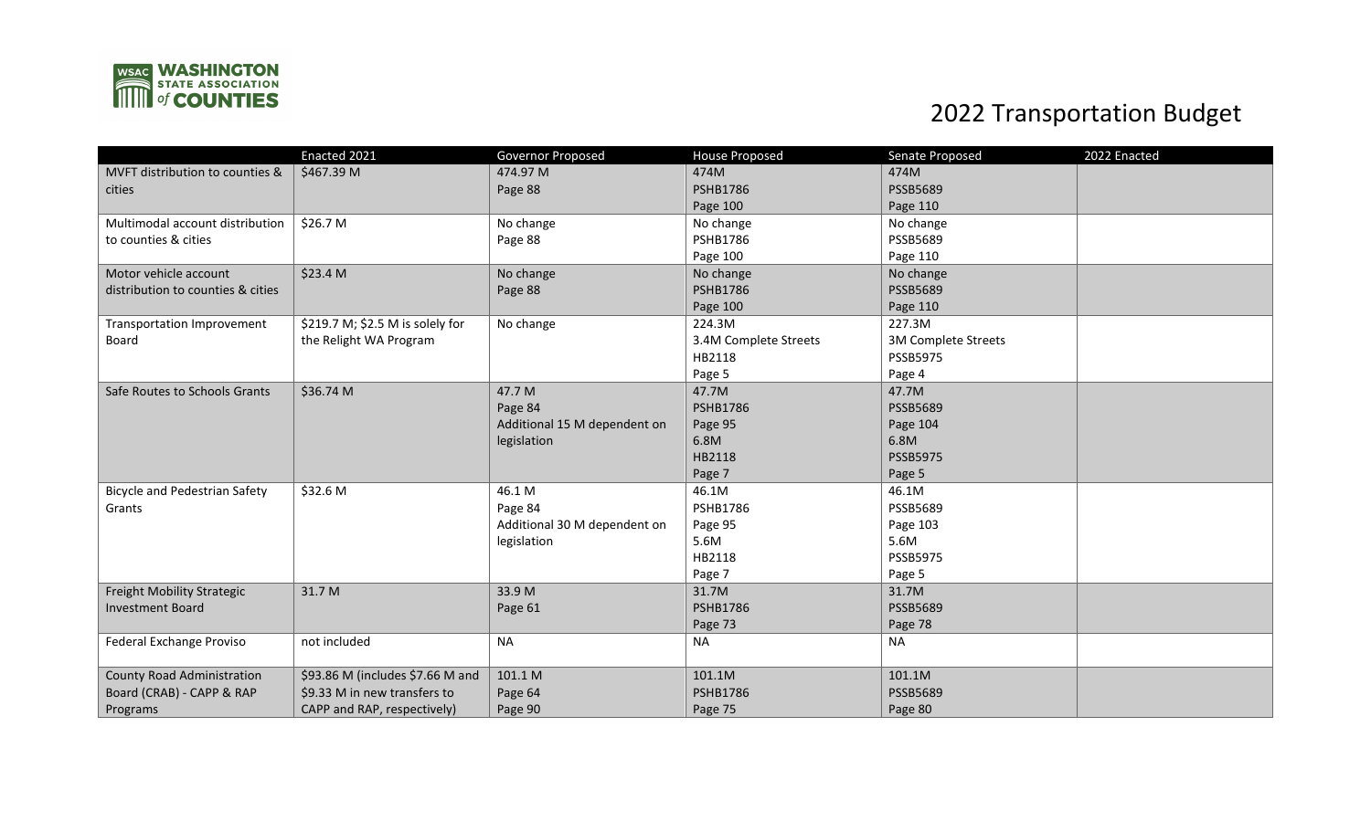# 2022 Transportation Budget

| | Enacted 2021 | Governor Proposed | House Proposed | Senate Proposed | 2022 Enacted |
|---|---|---|---|---|---|
| MVFT distribution to counties & cities | $467.39 M | 474.97 M<br>Page 88 | 474M<br>PSHB1786<br>Page 100 | 474M<br>PSSB5689<br>Page 110 | |
| Multimodal account distribution to counties & cities | $26.7 M | No change<br>Page 88 | No change<br>PSHB1786<br>Page 100 | No change<br>PSSB5689<br>Page 110 | |
| Motor vehicle account distribution to counties & cities | $23.4 M | No change<br>Page 88 | No change<br>PSHB1786<br>Page 100 | No change<br>PSSB5689<br>Page 110 | |
| Transportation Improvement Board | $219.7 M; $2.5 M is solely for the Relight WA Program | No change | 224.3M<br>3.4M Complete Streets<br>HB2118<br>Page 5 | 227.3M<br>3M Complete Streets<br>PSSB5975<br>Page 4 | |
| Safe Routes to Schools Grants | $36.74 M | 47.7 M<br>Page 84<br>Additional 15 M dependent on legislation | 47.7M<br>PSHB1786<br>Page 95<br>6.8M<br>HB2118<br>Page 7 | 47.7M<br>PSSB5689<br>Page 104<br>6.8M<br>PSSB5975<br>Page 5 | |
| Bicycle and Pedestrian Safety Grants | $32.6 M | 46.1 M<br>Page 84<br>Additional 30 M dependent on legislation | 46.1M<br>PSHB1786<br>Page 95<br>5.6M<br>HB2118<br>Page 7 | 46.1M<br>PSSB5689<br>Page 103<br>5.6M<br>PSSB5975<br>Page 5 | |
| Freight Mobility Strategic Investment Board | 31.7 M | 33.9 M<br>Page 61 | 31.7M<br>PSHB1786<br>Page 73 | 31.7M<br>PSSB5689<br>Page 78 | |
| Federal Exchange Proviso | not included | NA | NA | NA | |
| County Road Administration Board (CRAB) - CAPP & RAP Programs | $93.86 M (includes $7.66 M and $9.33 M in new transfers to CAPP and RAP, respectively) | 101.1 M<br>Page 64<br>Page 90 | 101.1M<br>PSHB1786<br>Page 75 | 101.1M<br>PSSB5689<br>Page 80 | |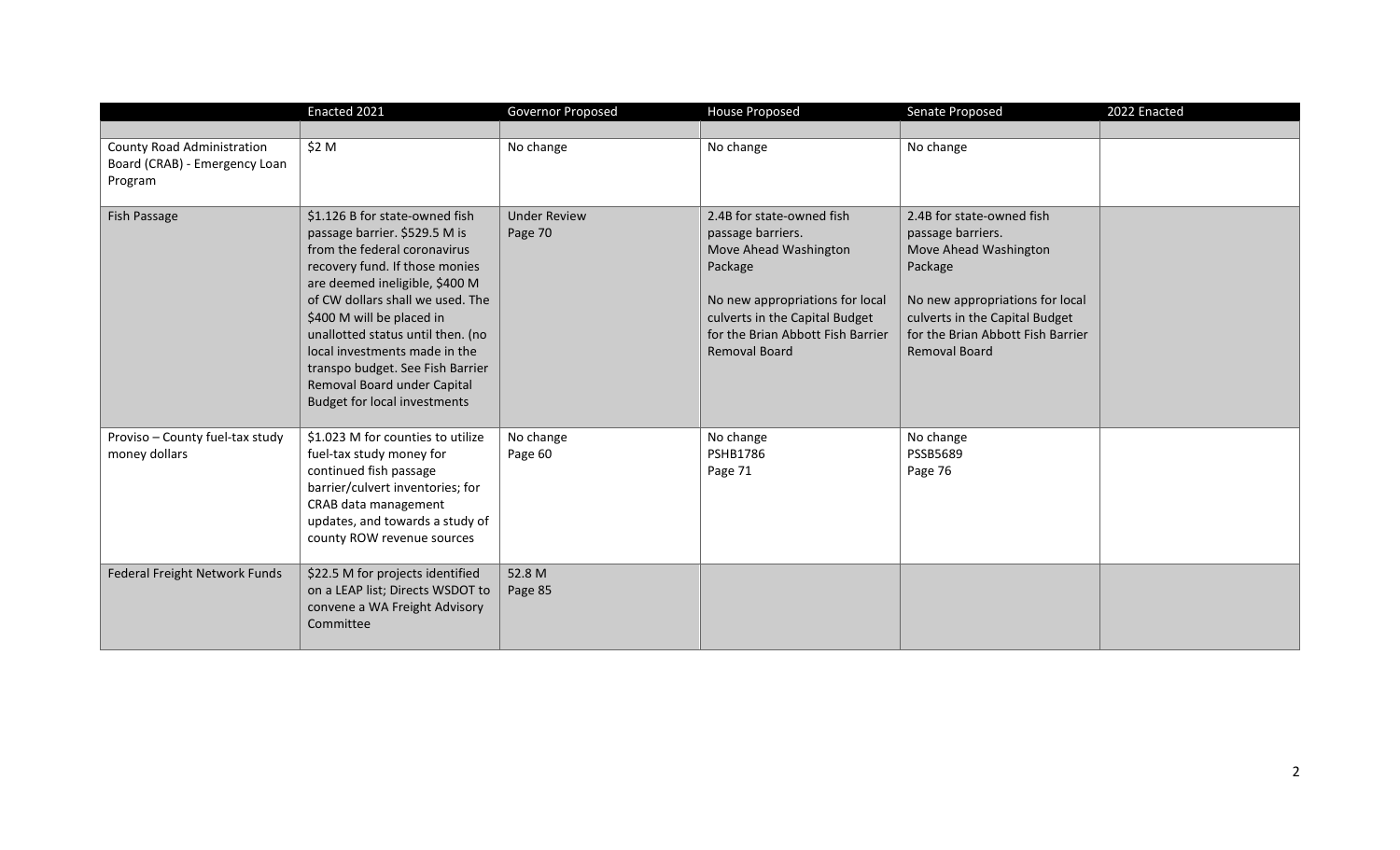| | Enacted 2021 | Governor Proposed | House Proposed | Senate Proposed | 2022 Enacted |
|---|---|---|---|---|---|
| | | | | | |
| County Road Administration Board (CRAB) - Emergency Loan Program | $2 M | No change | No change | No change | |
| Fish Passage | $1.126 B for state-owned fish passage barrier. $529.5 M is from the federal coronavirus recovery fund. If those monies are deemed ineligible, $400 M of CW dollars shall we used. The $400 M will be placed in unallotted status until then. (no local investments made in the transpo budget. See Fish Barrier Removal Board under Capital Budget for local investments | Under Review<br>Page 70 | 2.4B for state-owned fish passage barriers.<br>Move Ahead Washington Package<br><br>No new appropriations for local culverts in the Capital Budget for the Brian Abbott Fish Barrier Removal Board | 2.4B for state-owned fish passage barriers.<br>Move Ahead Washington Package<br><br>No new appropriations for local culverts in the Capital Budget for the Brian Abbott Fish Barrier Removal Board | |
| Proviso – County fuel-tax study money dollars | $1.023 M for counties to utilize fuel-tax study money for continued fish passage barrier/culvert inventories; for CRAB data management updates, and towards a study of county ROW revenue sources | No change<br>Page 60 | No change<br>PSHB1786<br>Page 71 | No change<br>PSSB5689<br>Page 76 | |
| Federal Freight Network Funds | $22.5 M for projects identified on a LEAP list; Directs WSDOT to convene a WA Freight Advisory Committee | 52.8 M<br>Page 85 | | | |